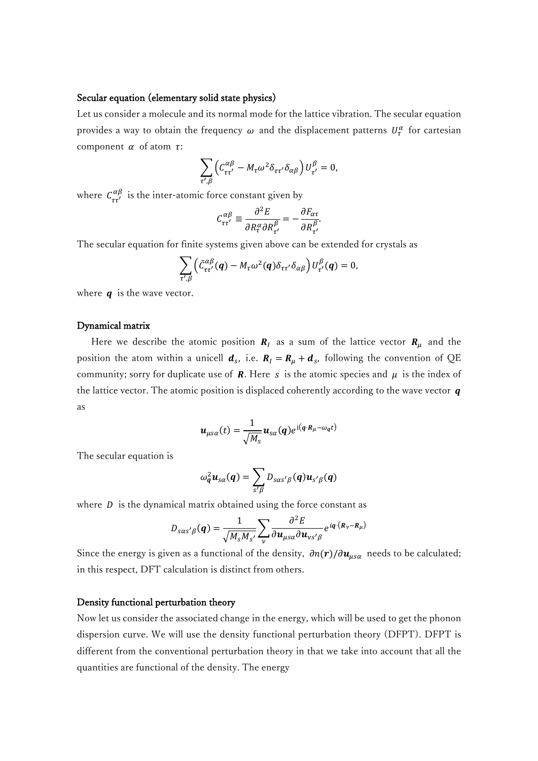**Secular equation (elementary solid state physics)**

Let us consider a molecule and its normal mode for the lattice vibration. The secular equation provides a way to obtain the frequency $\omega$ and the displacement patterns $U_\tau^\alpha$ for cartesian component $\alpha$ of atom $\tau$:

$$\sum_{\tau',\beta}\left(C_{\tau\tau'}^{\alpha\beta} - M_\tau\omega^2\delta_{\tau\tau'}\delta_{\alpha\beta}\right)U_{\tau'}^{\beta} = 0,$$

where $C_{\tau\tau'}^{\alpha\beta}$ is the inter-atomic force constant given by

$$C_{\tau\tau'}^{\alpha\beta} \equiv \frac{\partial^2 E}{\partial R_\tau^\alpha \partial R_{\tau'}^\beta} = -\frac{\partial F_{\alpha\tau}}{\partial R_{\tau'}^\beta}.$$

The secular equation for finite systems given above can be extended for crystals as

$$\sum_{\tau',\beta}\left(\tilde{C}_{\tau\tau'}^{\alpha\beta}(\boldsymbol{q}) - M_\tau\omega^2(\boldsymbol{q})\delta_{\tau\tau'}\delta_{\alpha\beta}\right)U_{\tau'}^{\beta}(\boldsymbol{q}) = 0,$$

where $\boldsymbol{q}$ is the wave vector.

**Dynamical matrix**

Here we describe the atomic position $\boldsymbol{R}_I$ as a sum of the lattice vector $\boldsymbol{R}_\mu$ and the position the atom within a unicell $\boldsymbol{d}_s$, i.e. $\boldsymbol{R}_I = \boldsymbol{R}_\mu + \boldsymbol{d}_s$, following the convention of QE community; sorry for duplicate use of $\boldsymbol{R}$. Here $s$ is the atomic species and $\mu$ is the index of the lattice vector. The atomic position is displaced coherently according to the wave vector $\boldsymbol{q}$ as

$$\boldsymbol{u}_{\mu s\alpha}(t) = \frac{1}{\sqrt{M_s}}\boldsymbol{u}_{s\alpha}(\boldsymbol{q})e^{\mathrm{i}(\boldsymbol{q}\cdot\boldsymbol{R}_\mu - \omega_{\boldsymbol{q}}t)}$$

The secular equation is

$$\omega_{\boldsymbol{q}}^2\boldsymbol{u}_{s\alpha}(\boldsymbol{q}) = \sum_{s'\beta} D_{s\alpha s'\beta}(\boldsymbol{q})\boldsymbol{u}_{s'\beta}(\boldsymbol{q})$$

where $D$ is the dynamical matrix obtained using the force constant as

$$D_{s\alpha s'\beta}(\boldsymbol{q}) = \frac{1}{\sqrt{M_s M_{s'}}}\sum_\nu \frac{\partial^2 E}{\partial \boldsymbol{u}_{\mu s\alpha}\partial \boldsymbol{u}_{\nu s'\beta}}e^{i\boldsymbol{q}\cdot(\boldsymbol{R}_\nu - \boldsymbol{R}_\mu)}$$

Since the energy is given as a functional of the density, $\partial n(\boldsymbol{r})/\partial \boldsymbol{u}_{\mu s\alpha}$ needs to be calculated; in this respect, DFT calculation is distinct from others.

**Density functional perturbation theory**

Now let us consider the associated change in the energy, which will be used to get the phonon dispersion curve. We will use the density functional perturbation theory (DFPT). DFPT is different from the conventional perturbation theory in that we take into account that all the quantities are functional of the density. The energy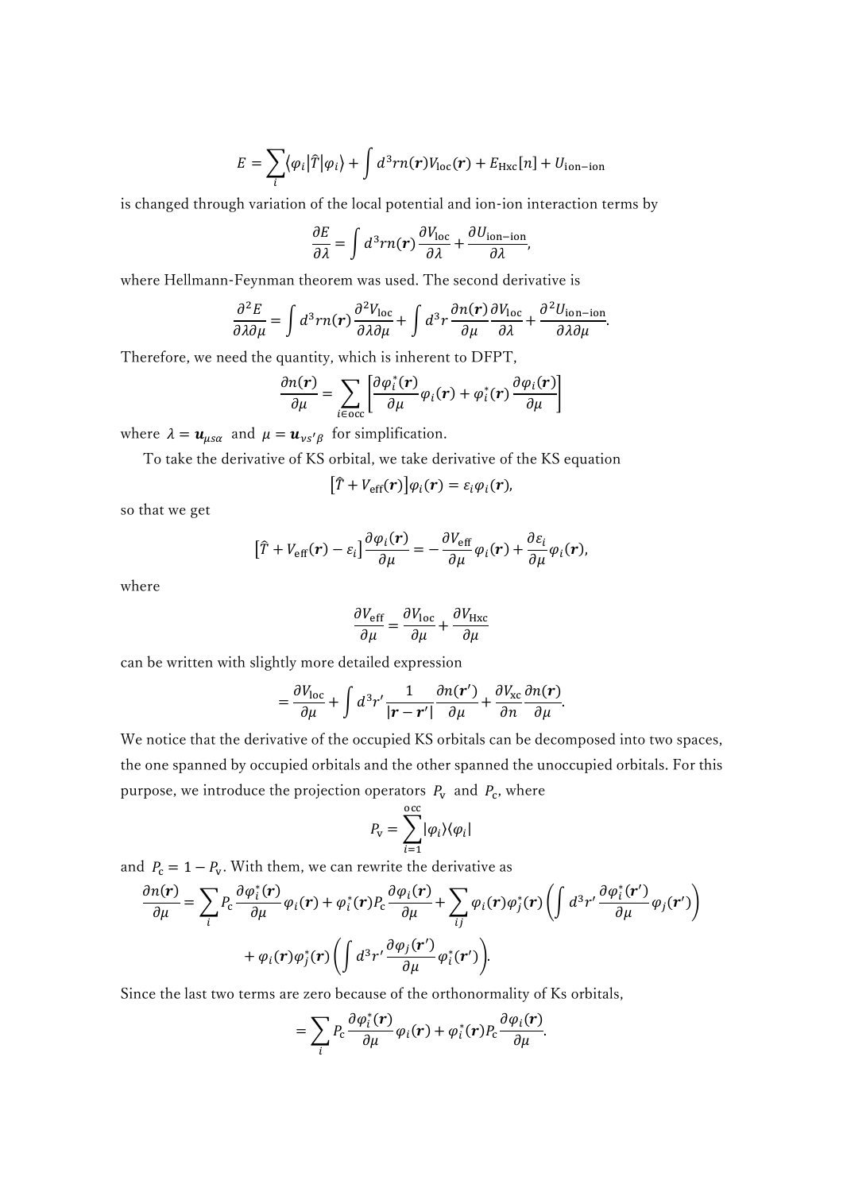$$E = \sum_i \langle \varphi_i | \hat{T} | \varphi_i \rangle + \int d^3 r n(\boldsymbol{r}) V_{\mathrm{loc}}(\boldsymbol{r}) + E_{\mathrm{Hxc}}[n] + U_{\mathrm{ion-ion}}$$

is changed through variation of the local potential and ion-ion interaction terms by

$$\frac{\partial E}{\partial \lambda} = \int d^3 r n(\boldsymbol{r}) \frac{\partial V_{\mathrm{loc}}}{\partial \lambda} + \frac{\partial U_{\mathrm{ion-ion}}}{\partial \lambda},$$

where Hellmann-Feynman theorem was used. The second derivative is

$$\frac{\partial^2 E}{\partial \lambda \partial \mu} = \int d^3 r n(\boldsymbol{r}) \frac{\partial^2 V_{\mathrm{loc}}}{\partial \lambda \partial \mu} + \int d^3 r \frac{\partial n(\boldsymbol{r})}{\partial \mu} \frac{\partial V_{\mathrm{loc}}}{\partial \lambda} + \frac{\partial^2 U_{\mathrm{ion-ion}}}{\partial \lambda \partial \mu}.$$

Therefore, we need the quantity, which is inherent to DFPT,

$$\frac{\partial n(\boldsymbol{r})}{\partial \mu} = \sum_{i \in \mathrm{occ}} \left[ \frac{\partial \varphi_i^*(\boldsymbol{r})}{\partial \mu} \varphi_i(\boldsymbol{r}) + \varphi_i^*(\boldsymbol{r}) \frac{\partial \varphi_i(\boldsymbol{r})}{\partial \mu} \right]$$

where $\lambda = \boldsymbol{u}_{\mu s \alpha}$ and $\mu = \boldsymbol{u}_{\nu s' \beta}$ for simplification.

To take the derivative of KS orbital, we take derivative of the KS equation

$$[\hat{T} + V_{\mathrm{eff}}(\boldsymbol{r})] \varphi_i(\boldsymbol{r}) = \varepsilon_i \varphi_i(\boldsymbol{r}),$$

so that we get

$$[\hat{T} + V_{\mathrm{eff}}(\boldsymbol{r}) - \varepsilon_i] \frac{\partial \varphi_i(\boldsymbol{r})}{\partial \mu} = - \frac{\partial V_{\mathrm{eff}}}{\partial \mu} \varphi_i(\boldsymbol{r}) + \frac{\partial \varepsilon_i}{\partial \mu} \varphi_i(\boldsymbol{r}),$$

where

$$\frac{\partial V_{\mathrm{eff}}}{\partial \mu} = \frac{\partial V_{\mathrm{loc}}}{\partial \mu} + \frac{\partial V_{\mathrm{Hxc}}}{\partial \mu}$$

can be written with slightly more detailed expression

$$= \frac{\partial V_{\mathrm{loc}}}{\partial \mu} + \int d^3 r' \frac{1}{|\boldsymbol{r} - \boldsymbol{r}'|} \frac{\partial n(\boldsymbol{r}')}{\partial \mu} + \frac{\partial V_{\mathrm{xc}}}{\partial n} \frac{\partial n(\boldsymbol{r})}{\partial \mu}.$$

We notice that the derivative of the occupied KS orbitals can be decomposed into two spaces, the one spanned by occupied orbitals and the other spanned the unoccupied orbitals. For this purpose, we introduce the projection operators $P_{\mathrm{v}}$ and $P_{\mathrm{c}}$, where

$$P_{\mathrm{v}} = \sum_{i=1}^{\mathrm{occ}} |\varphi_i\rangle\langle\varphi_i|$$

and $P_{\mathrm{c}} = 1 - P_{\mathrm{v}}$. With them, we can rewrite the derivative as

$$\frac{\partial n(\boldsymbol{r})}{\partial \mu} = \sum_i P_{\mathrm{c}} \frac{\partial \varphi_i^*(\boldsymbol{r})}{\partial \mu} \varphi_i(\boldsymbol{r}) + \varphi_i^*(\boldsymbol{r}) P_{\mathrm{c}} \frac{\partial \varphi_i(\boldsymbol{r})}{\partial \mu} + \sum_{ij} \varphi_i(\boldsymbol{r}) \varphi_j^*(\boldsymbol{r}) \left( \int d^3 r' \frac{\partial \varphi_i^*(\boldsymbol{r}')}{\partial \mu} \varphi_j(\boldsymbol{r}') \right)$$
$$+ \varphi_i(\boldsymbol{r}) \varphi_j^*(\boldsymbol{r}) \left( \int d^3 r' \frac{\partial \varphi_j(\boldsymbol{r}')}{\partial \mu} \varphi_i^*(\boldsymbol{r}') \right).$$

Since the last two terms are zero because of the orthonormality of Ks orbitals,

$$= \sum_i P_{\mathrm{c}} \frac{\partial \varphi_i^*(\boldsymbol{r})}{\partial \mu} \varphi_i(\boldsymbol{r}) + \varphi_i^*(\boldsymbol{r}) P_{\mathrm{c}} \frac{\partial \varphi_i(\boldsymbol{r})}{\partial \mu}.$$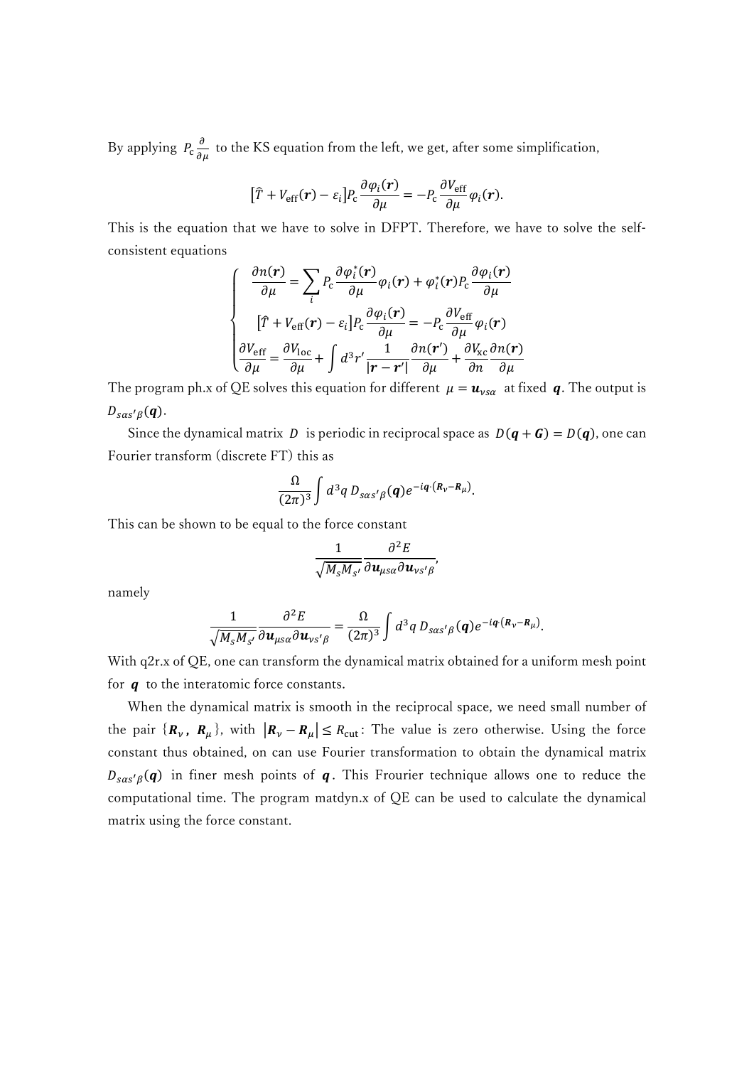By applying $P_{\mathrm{c}}\frac{\partial}{\partial\mu}$ to the KS equation from the left, we get, after some simplification,

$$\left[\hat{T}+V_{\mathrm{eff}}(\boldsymbol{r})-\varepsilon_i\right]P_{\mathrm{c}}\frac{\partial\varphi_i(\boldsymbol{r})}{\partial\mu}=-P_{\mathrm{c}}\frac{\partial V_{\mathrm{eff}}}{\partial\mu}\varphi_i(\boldsymbol{r}).$$

This is the equation that we have to solve in DFPT. Therefore, we have to solve the self-consistent equations

$$\begin{cases}\dfrac{\partial n(\boldsymbol{r})}{\partial\mu}=\displaystyle\sum_i P_{\mathrm{c}}\frac{\partial\varphi_i^*(\boldsymbol{r})}{\partial\mu}\varphi_i(\boldsymbol{r})+\varphi_i^*(\boldsymbol{r})P_{\mathrm{c}}\frac{\partial\varphi_i(\boldsymbol{r})}{\partial\mu}\\ \left[\hat{T}+V_{\mathrm{eff}}(\boldsymbol{r})-\varepsilon_i\right]P_{\mathrm{c}}\dfrac{\partial\varphi_i(\boldsymbol{r})}{\partial\mu}=-P_{\mathrm{c}}\dfrac{\partial V_{\mathrm{eff}}}{\partial\mu}\varphi_i(\boldsymbol{r})\\ \dfrac{\partial V_{\mathrm{eff}}}{\partial\mu}=\dfrac{\partial V_{\mathrm{loc}}}{\partial\mu}+\displaystyle\int d^3r'\frac{1}{|\boldsymbol{r}-\boldsymbol{r}'|}\frac{\partial n(\boldsymbol{r}')}{\partial\mu}+\frac{\partial V_{\mathrm{xc}}}{\partial n}\frac{\partial n(\boldsymbol{r})}{\partial\mu}\end{cases}$$

The program ph.x of QE solves this equation for different $\mu=\boldsymbol{u}_{\nu s\alpha}$ at fixed $\boldsymbol{q}$. The output is $D_{s\alpha s'\beta}(\boldsymbol{q})$.

Since the dynamical matrix $D$ is periodic in reciprocal space as $D(\boldsymbol{q}+\boldsymbol{G})=D(\boldsymbol{q})$, one can Fourier transform (discrete FT) this as

$$\frac{\Omega}{(2\pi)^3}\int d^3q\,D_{s\alpha s'\beta}(\boldsymbol{q})e^{-i\boldsymbol{q}\cdot(\boldsymbol{R}_\nu-\boldsymbol{R}_\mu)}.$$

This can be shown to be equal to the force constant

$$\frac{1}{\sqrt{M_sM_{s'}}}\frac{\partial^2E}{\partial\boldsymbol{u}_{\mu s\alpha}\partial\boldsymbol{u}_{\nu s'\beta}},$$

namely

$$\frac{1}{\sqrt{M_sM_{s'}}}\frac{\partial^2E}{\partial\boldsymbol{u}_{\mu s\alpha}\partial\boldsymbol{u}_{\nu s'\beta}}=\frac{\Omega}{(2\pi)^3}\int d^3q\,D_{s\alpha s'\beta}(\boldsymbol{q})e^{-i\boldsymbol{q}\cdot(\boldsymbol{R}_\nu-\boldsymbol{R}_\mu)}.$$

With q2r.x of QE, one can transform the dynamical matrix obtained for a uniform mesh point for $\boldsymbol{q}$ to the interatomic force constants.

When the dynamical matrix is smooth in the reciprocal space, we need small number of the pair $\{\boldsymbol{R}_\nu,\ \boldsymbol{R}_\mu\}$, with $\left|\boldsymbol{R}_\nu-\boldsymbol{R}_\mu\right|\leq R_{\mathrm{cut}}$: The value is zero otherwise. Using the force constant thus obtained, on can use Fourier transformation to obtain the dynamical matrix $D_{s\alpha s'\beta}(\boldsymbol{q})$ in finer mesh points of $\boldsymbol{q}$. This Frourier technique allows one to reduce the computational time. The program matdyn.x of QE can be used to calculate the dynamical matrix using the force constant.